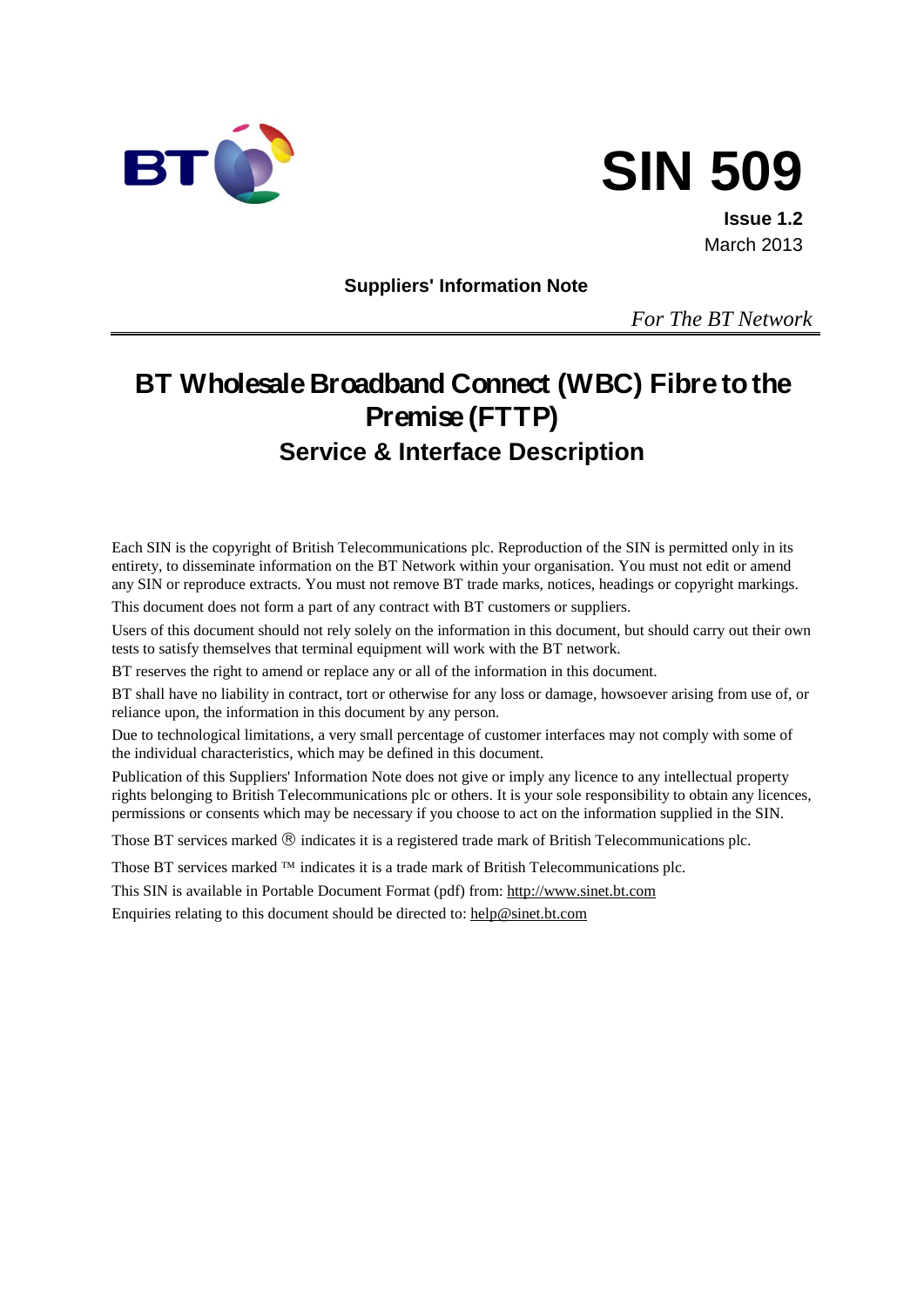# SIN 509

**Issue 1.2**
March 2013

**Suppliers' Information Note**

*For The BT Network*

# BT Wholesale Broadband Connect (WBC) Fibre to the Premise (FTTP)

## Service & Interface Description

Each SIN is the copyright of British Telecommunications plc. Reproduction of the SIN is permitted only in its entirety, to disseminate information on the BT Network within your organisation. You must not edit or amend any SIN or reproduce extracts. You must not remove BT trade marks, notices, headings or copyright markings.

This document does not form a part of any contract with BT customers or suppliers.

Users of this document should not rely solely on the information in this document, but should carry out their own tests to satisfy themselves that terminal equipment will work with the BT network.

BT reserves the right to amend or replace any or all of the information in this document.

BT shall have no liability in contract, tort or otherwise for any loss or damage, howsoever arising from use of, or reliance upon, the information in this document by any person.

Due to technological limitations, a very small percentage of customer interfaces may not comply with some of the individual characteristics, which may be defined in this document.

Publication of this Suppliers' Information Note does not give or imply any licence to any intellectual property rights belonging to British Telecommunications plc or others. It is your sole responsibility to obtain any licences, permissions or consents which may be necessary if you choose to act on the information supplied in the SIN.

Those BT services marked ® indicates it is a registered trade mark of British Telecommunications plc.

Those BT services marked ™ indicates it is a trade mark of British Telecommunications plc.

This SIN is available in Portable Document Format (pdf) from: http://www.sinet.bt.com

Enquiries relating to this document should be directed to: help@sinet.bt.com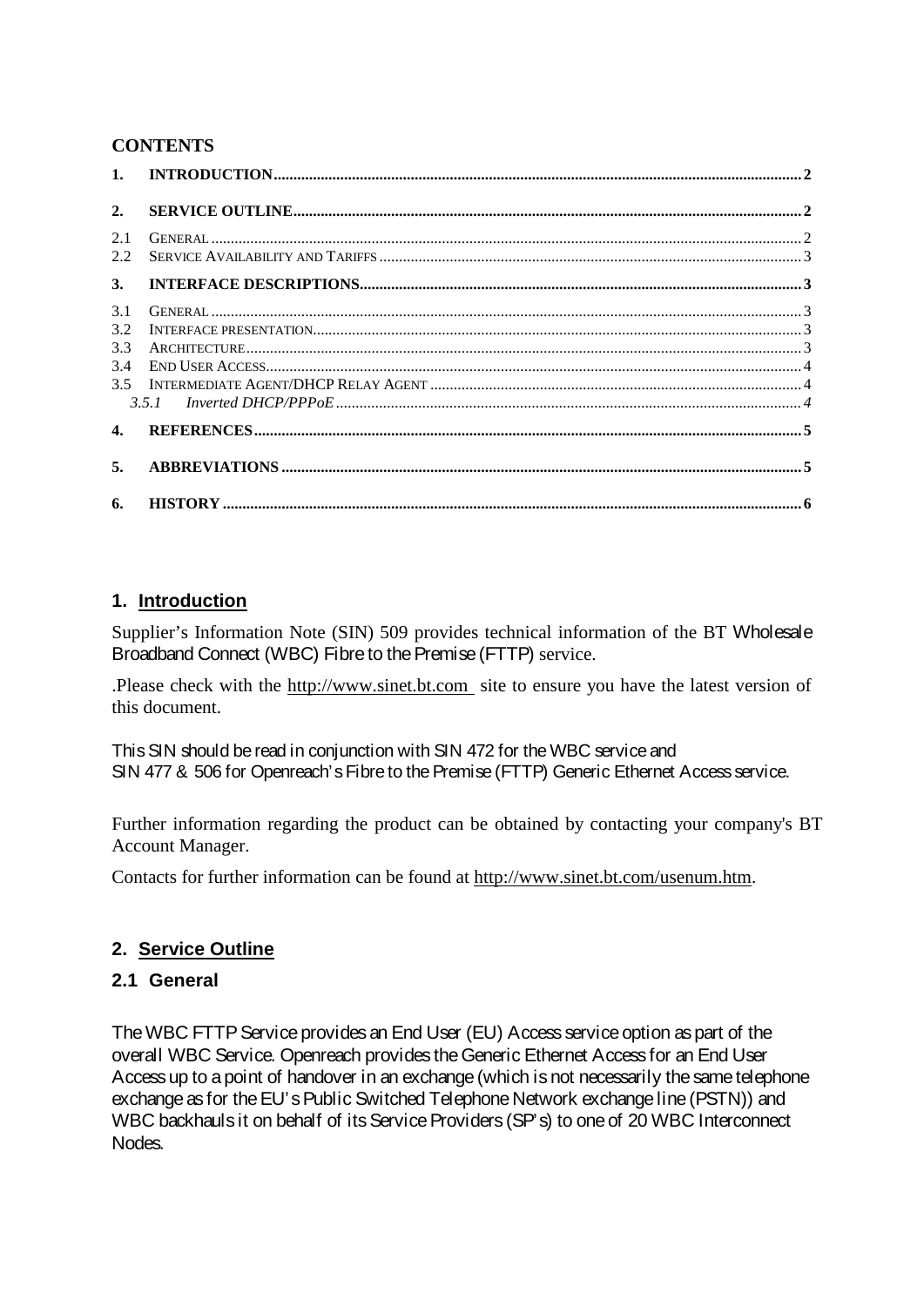**CONTENTS**

| | | |
|---|---|---|
| **1.** | **INTRODUCTION** | **2** |
| **2.** | **SERVICE OUTLINE** | **2** |
| 2.1 | GENERAL | 2 |
| 2.2 | SERVICE AVAILABILITY AND TARIFFS | 3 |
| **3.** | **INTERFACE DESCRIPTIONS** | **3** |
| 3.1 | GENERAL | 3 |
| 3.2 | INTERFACE PRESENTATION | 3 |
| 3.3 | ARCHITECTURE | 3 |
| 3.4 | END USER ACCESS | 4 |
| 3.5 | INTERMEDIATE AGENT/DHCP RELAY AGENT | 4 |
| *3.5.1* | *Inverted DHCP/PPPoE* | *4* |
| **4.** | **REFERENCES** | **5** |
| **5.** | **ABBREVIATIONS** | **5** |
| **6.** | **HISTORY** | **6** |

## 1. Introduction

Supplier's Information Note (SIN) 509 provides technical information of the BT Wholesale Broadband Connect (WBC) Fibre to the Premise (FTTP) service.

.Please check with the http://www.sinet.bt.com site to ensure you have the latest version of this document.

This SIN should be read in conjunction with SIN 472 for the WBC service and
SIN 477 & 506 for Openreach's Fibre to the Premise (FTTP) Generic Ethernet Access service.

Further information regarding the product can be obtained by contacting your company's BT Account Manager.

Contacts for further information can be found at http://www.sinet.bt.com/usenum.htm.

## 2. Service Outline

### 2.1 General

The WBC FTTP Service provides an End User (EU) Access service option as part of the overall WBC Service. Openreach provides the Generic Ethernet Access for an End User Access up to a point of handover in an exchange (which is not necessarily the same telephone exchange as for the EU's Public Switched Telephone Network exchange line (PSTN)) and WBC backhauls it on behalf of its Service Providers (SP's) to one of 20 WBC Interconnect Nodes.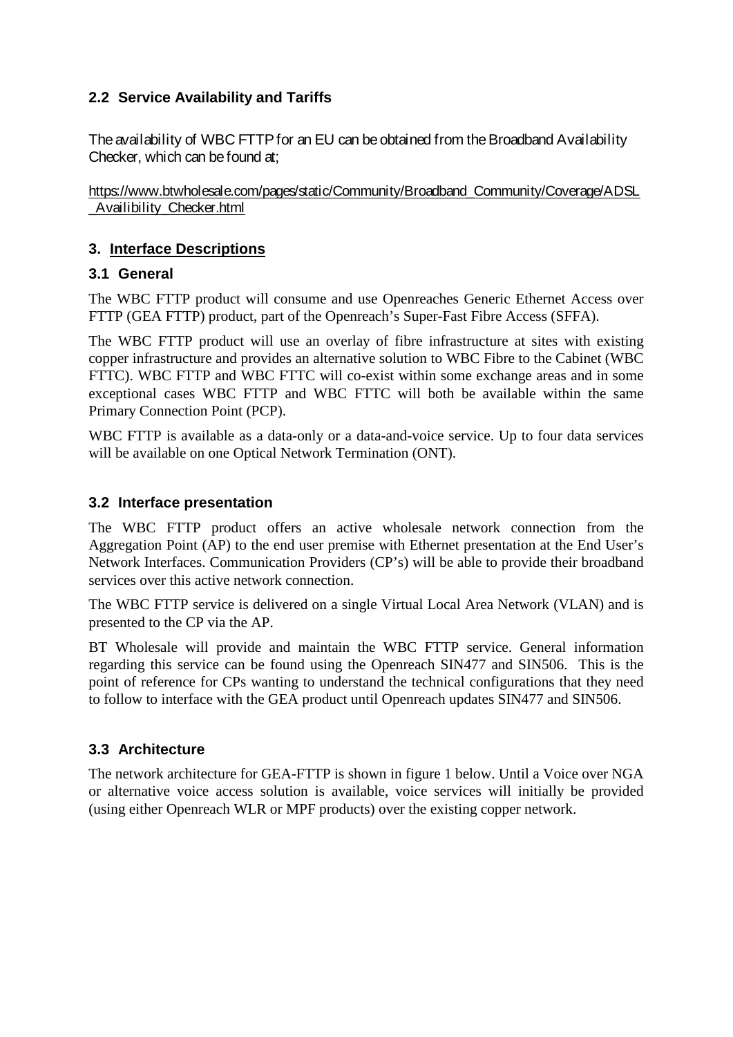### 2.2 Service Availability and Tariffs

The availability of WBC FTTP for an EU can be obtained from the Broadband Availability Checker, which can be found at;

https://www.btwholesale.com/pages/static/Community/Broadband_Community/Coverage/ADSL_Availibility_Checker.html

## 3. Interface Descriptions

### 3.1 General

The WBC FTTP product will consume and use Openreaches Generic Ethernet Access over FTTP (GEA FTTP) product, part of the Openreach's Super-Fast Fibre Access (SFFA).

The WBC FTTP product will use an overlay of fibre infrastructure at sites with existing copper infrastructure and provides an alternative solution to WBC Fibre to the Cabinet (WBC FTTC). WBC FTTP and WBC FTTC will co-exist within some exchange areas and in some exceptional cases WBC FTTP and WBC FTTC will both be available within the same Primary Connection Point (PCP).

WBC FTTP is available as a data-only or a data-and-voice service. Up to four data services will be available on one Optical Network Termination (ONT).

### 3.2 Interface presentation

The WBC FTTP product offers an active wholesale network connection from the Aggregation Point (AP) to the end user premise with Ethernet presentation at the End User's Network Interfaces. Communication Providers (CP's) will be able to provide their broadband services over this active network connection.

The WBC FTTP service is delivered on a single Virtual Local Area Network (VLAN) and is presented to the CP via the AP.

BT Wholesale will provide and maintain the WBC FTTP service. General information regarding this service can be found using the Openreach SIN477 and SIN506. This is the point of reference for CPs wanting to understand the technical configurations that they need to follow to interface with the GEA product until Openreach updates SIN477 and SIN506.

### 3.3 Architecture

The network architecture for GEA-FTTP is shown in figure 1 below. Until a Voice over NGA or alternative voice access solution is available, voice services will initially be provided (using either Openreach WLR or MPF products) over the existing copper network.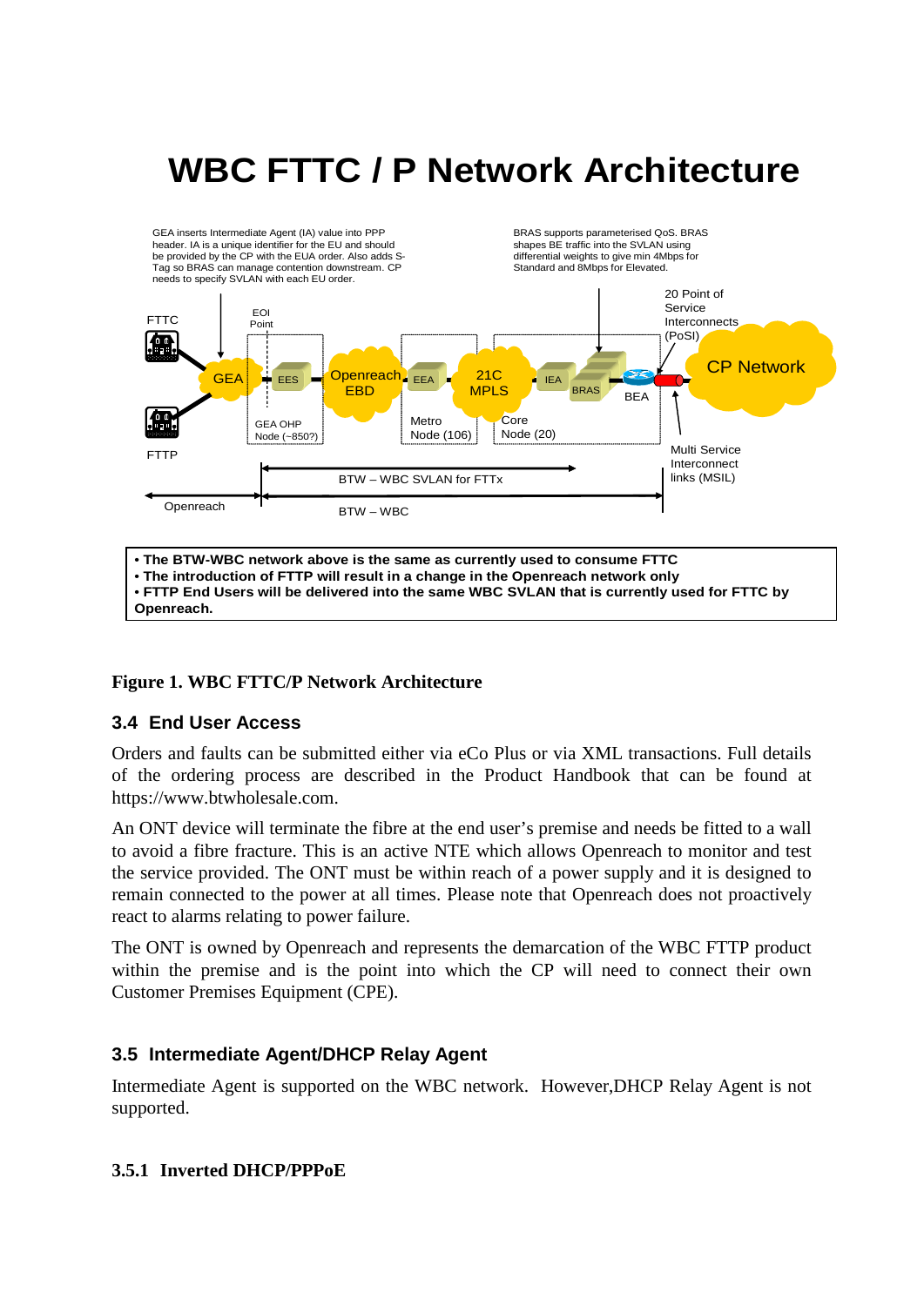# WBC FTTC / P Network Architecture

GEA inserts Intermediate Agent (IA) value into PPP header. IA is a unique identifier for the EU and should be provided by the CP with the EUA order. Also adds S-Tag so BRAS can manage contention downstream. CP needs to specify SVLAN with each EU order.

BRAS supports parameterised QoS. BRAS shapes BE traffic into the SVLAN using differential weights to give min 4Mbps for Standard and 8Mbps for Elevated.

FTTC | FTTP | GEA | EOI Point | EES | GEA OHP Node (~850?) | Openreach EBD | EEA | Metro Node (106) | 21C MPLS | Core Node (20) | IEA | BRAS | BEA | 20 Point of Service Interconnects (PoSI) | CP Network | Multi Service Interconnect links (MSIL)

BTW – WBC SVLAN for FTTx

Openreach | BTW – WBC

- The BTW-WBC network above is the same as currently used to consume FTTC
- The introduction of FTTP will result in a change in the Openreach network only
- FTTP End Users will be delivered into the same WBC SVLAN that is currently used for FTTC by Openreach.

**Figure 1. WBC FTTC/P Network Architecture**

## 3.4 End User Access

Orders and faults can be submitted either via eCo Plus or via XML transactions. Full details of the ordering process are described in the Product Handbook that can be found at https://www.btwholesale.com.

An ONT device will terminate the fibre at the end user's premise and needs be fitted to a wall to avoid a fibre fracture. This is an active NTE which allows Openreach to monitor and test the service provided. The ONT must be within reach of a power supply and it is designed to remain connected to the power at all times. Please note that Openreach does not proactively react to alarms relating to power failure.

The ONT is owned by Openreach and represents the demarcation of the WBC FTTP product within the premise and is the point into which the CP will need to connect their own Customer Premises Equipment (CPE).

## 3.5 Intermediate Agent/DHCP Relay Agent

Intermediate Agent is supported on the WBC network. However,DHCP Relay Agent is not supported.

### 3.5.1 Inverted DHCP/PPPoE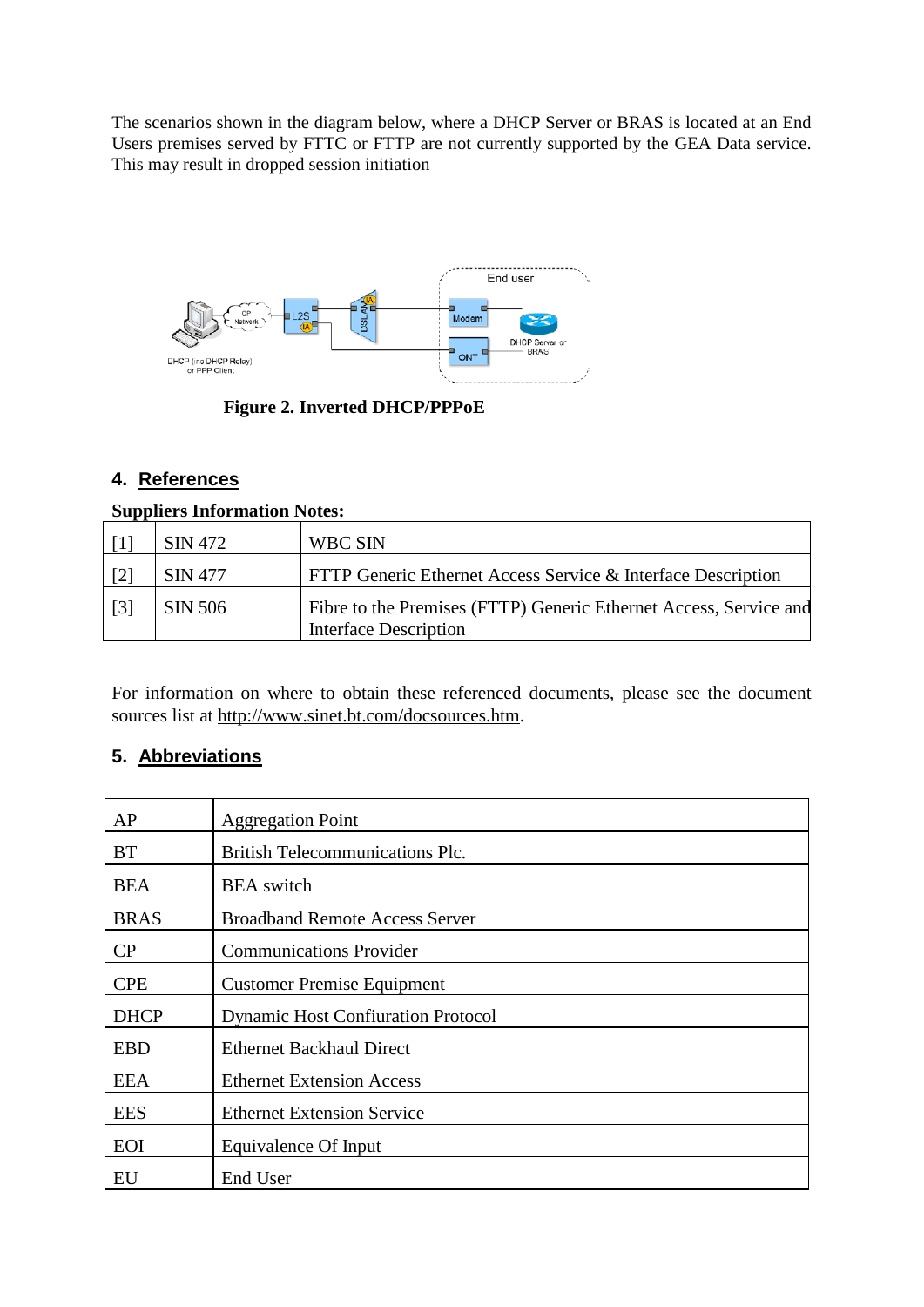The scenarios shown in the diagram below, where a DHCP Server or BRAS is located at an End Users premises served by FTTC or FTTP are not currently supported by the GEA Data service. This may result in dropped session initiation

**Figure 2. Inverted DHCP/PPPoE**

## 4. References

**Suppliers Information Notes:**

| | | |
|---|---|---|
| [1] | SIN 472 | WBC SIN |
| [2] | SIN 477 | FTTP Generic Ethernet Access Service & Interface Description |
| [3] | SIN 506 | Fibre to the Premises (FTTP) Generic Ethernet Access, Service and Interface Description |

For information on where to obtain these referenced documents, please see the document sources list at http://www.sinet.bt.com/docsources.htm.

## 5. Abbreviations

| | |
|---|---|
| AP | Aggregation Point |
| BT | British Telecommunications Plc. |
| BEA | BEA switch |
| BRAS | Broadband Remote Access Server |
| CP | Communications Provider |
| CPE | Customer Premise Equipment |
| DHCP | Dynamic Host Confiuration Protocol |
| EBD | Ethernet Backhaul Direct |
| EEA | Ethernet Extension Access |
| EES | Ethernet Extension Service |
| EOI | Equivalence Of Input |
| EU | End User |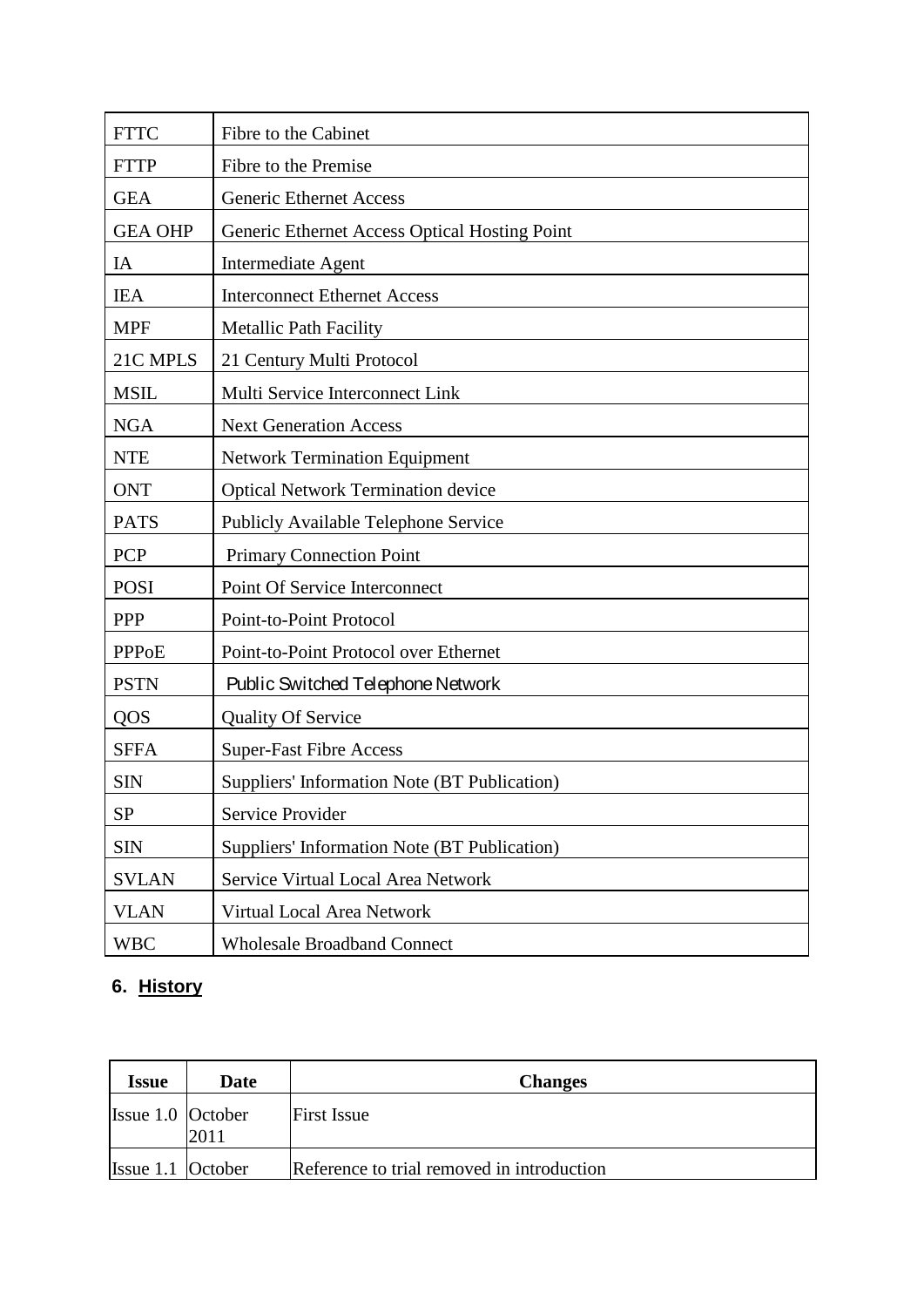| FTTC | Fibre to the Cabinet |
|---|---|
| FTTP | Fibre to the Premise |
| GEA | Generic Ethernet Access |
| GEA OHP | Generic Ethernet Access Optical Hosting Point |
| IA | Intermediate Agent |
| IEA | Interconnect Ethernet Access |
| MPF | Metallic Path Facility |
| 21C MPLS | 21 Century Multi Protocol |
| MSIL | Multi Service Interconnect Link |
| NGA | Next Generation Access |
| NTE | Network Termination Equipment |
| ONT | Optical Network Termination device |
| PATS | Publicly Available Telephone Service |
| PCP | Primary Connection Point |
| POSI | Point Of Service Interconnect |
| PPP | Point-to-Point Protocol |
| PPPoE | Point-to-Point Protocol over Ethernet |
| PSTN | Public Switched Telephone Network |
| QOS | Quality Of Service |
| SFFA | Super-Fast Fibre Access |
| SIN | Suppliers' Information Note (BT Publication) |
| SP | Service Provider |
| SIN | Suppliers' Information Note (BT Publication) |
| SVLAN | Service Virtual Local Area Network |
| VLAN | Virtual Local Area Network |
| WBC | Wholesale Broadband Connect |

## 6. History

| Issue | Date | Changes |
|---|---|---|
| Issue 1.0 | October 2011 | First Issue |
| Issue 1.1 | October | Reference to trial removed in introduction |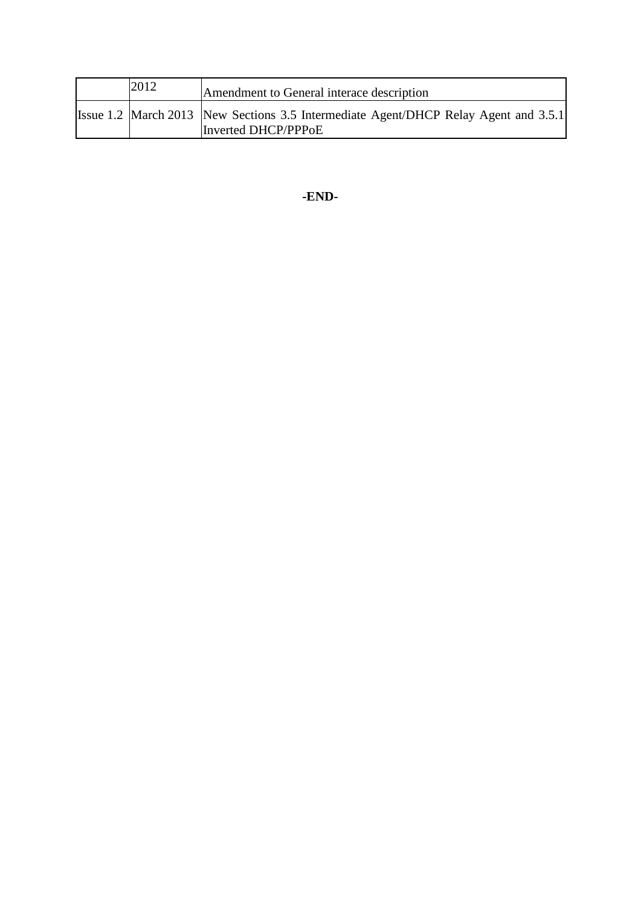| | | |
|---|---|---|
| | 2012 | Amendment to General interace description |
| Issue 1.2 | March 2013 | New Sections 3.5 Intermediate Agent/DHCP Relay Agent and 3.5.1 Inverted DHCP/PPPoE |

**-END-**